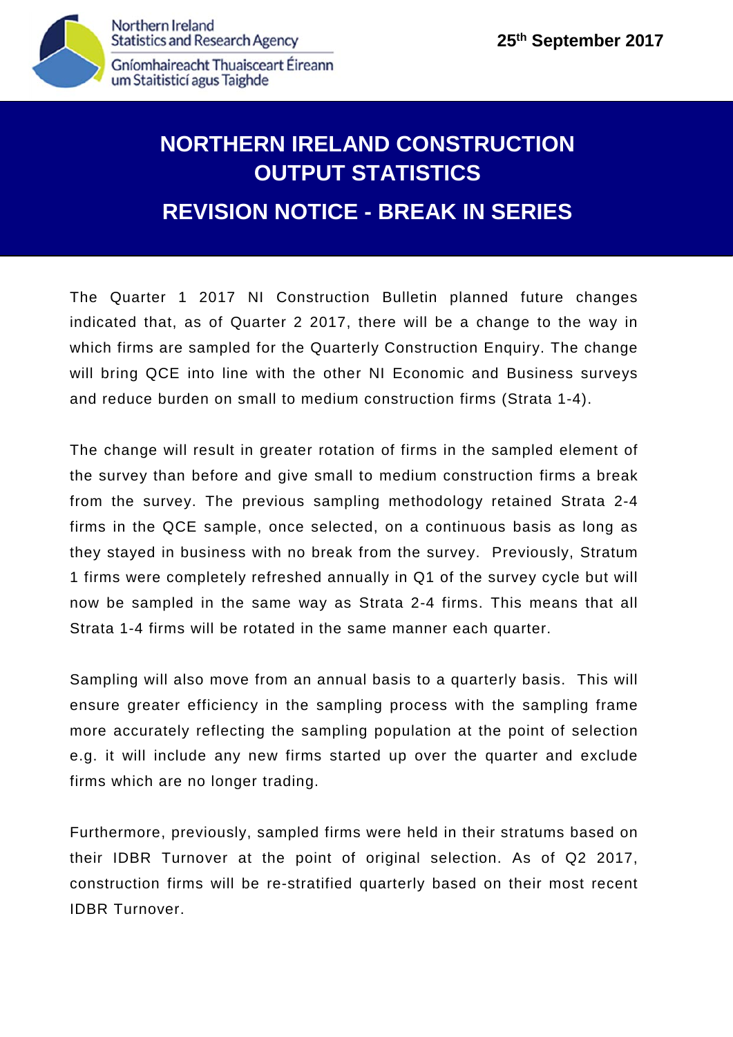Northern Ireland Statistics and Research Agency
Gníomhaireacht Thuaisceart Éireann um Staitisticí agus Taighde

25th September 2017

# NORTHERN IRELAND CONSTRUCTION OUTPUT STATISTICS

## REVISION NOTICE - BREAK IN SERIES

The Quarter 1 2017 NI Construction Bulletin planned future changes indicated that, as of Quarter 2 2017, there will be a change to the way in which firms are sampled for the Quarterly Construction Enquiry. The change will bring QCE into line with the other NI Economic and Business surveys and reduce burden on small to medium construction firms (Strata 1-4).

The change will result in greater rotation of firms in the sampled element of the survey than before and give small to medium construction firms a break from the survey. The previous sampling methodology retained Strata 2-4 firms in the QCE sample, once selected, on a continuous basis as long as they stayed in business with no break from the survey. Previously, Stratum 1 firms were completely refreshed annually in Q1 of the survey cycle but will now be sampled in the same way as Strata 2-4 firms. This means that all Strata 1-4 firms will be rotated in the same manner each quarter.

Sampling will also move from an annual basis to a quarterly basis. This will ensure greater efficiency in the sampling process with the sampling frame more accurately reflecting the sampling population at the point of selection e.g. it will include any new firms started up over the quarter and exclude firms which are no longer trading.

Furthermore, previously, sampled firms were held in their stratums based on their IDBR Turnover at the point of original selection. As of Q2 2017, construction firms will be re-stratified quarterly based on their most recent IDBR Turnover.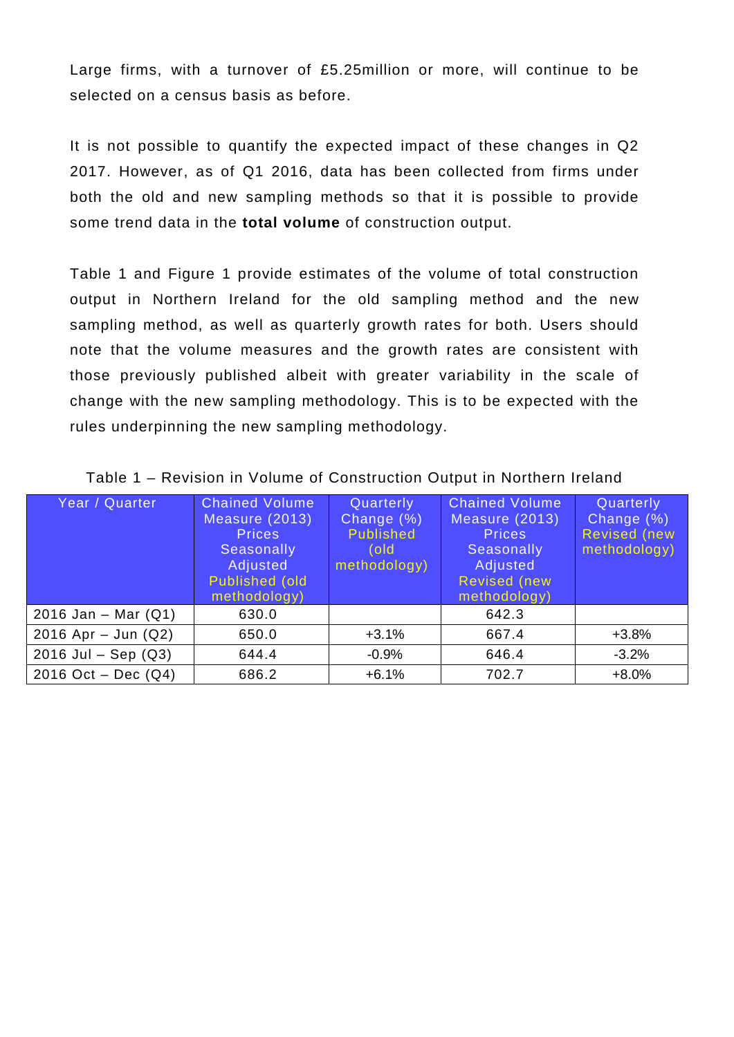Large firms, with a turnover of £5.25million or more, will continue to be selected on a census basis as before.

It is not possible to quantify the expected impact of these changes in Q2 2017. However, as of Q1 2016, data has been collected from firms under both the old and new sampling methods so that it is possible to provide some trend data in the **total volume** of construction output.

Table 1 and Figure 1 provide estimates of the volume of total construction output in Northern Ireland for the old sampling method and the new sampling method, as well as quarterly growth rates for both. Users should note that the volume measures and the growth rates are consistent with those previously published albeit with greater variability in the scale of change with the new sampling methodology. This is to be expected with the rules underpinning the new sampling methodology.

Table 1 – Revision in Volume of Construction Output in Northern Ireland

| Year / Quarter | Chained Volume Measure (2013) Prices Seasonally Adjusted Published (old methodology) | Quarterly Change (%) Published (old methodology) | Chained Volume Measure (2013) Prices Seasonally Adjusted Revised (new methodology) | Quarterly Change (%) Revised (new methodology) |
|---|---|---|---|---|
| 2016 Jan – Mar (Q1) | 630.0 | | 642.3 | |
| 2016 Apr – Jun (Q2) | 650.0 | +3.1% | 667.4 | +3.8% |
| 2016 Jul – Sep (Q3) | 644.4 | -0.9% | 646.4 | -3.2% |
| 2016 Oct – Dec (Q4) | 686.2 | +6.1% | 702.7 | +8.0% |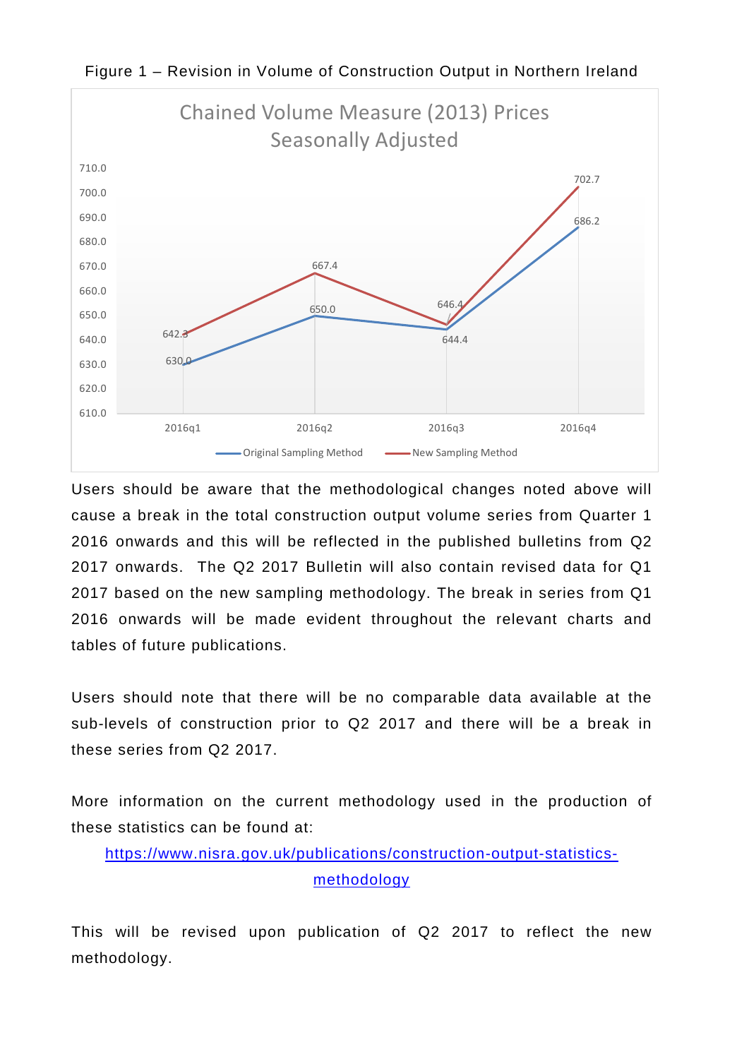Figure 1 – Revision in Volume of Construction Output in Northern Ireland

Chained Volume Measure (2013) Prices
Seasonally Adjusted

710.0
700.0
690.0
680.0
670.0
660.0
650.0
640.0
630.0
620.0
610.0

642.3
667.4
646.4
702.7
630.0
650.0
644.4
686.2

2016q1 2016q2 2016q3 2016q4

Original Sampling Method
New Sampling Method

Users should be aware that the methodological changes noted above will cause a break in the total construction output volume series from Quarter 1 2016 onwards and this will be reflected in the published bulletins from Q2 2017 onwards. The Q2 2017 Bulletin will also contain revised data for Q1 2017 based on the new sampling methodology. The break in series from Q1 2016 onwards will be made evident throughout the relevant charts and tables of future publications.

Users should note that there will be no comparable data available at the sub-levels of construction prior to Q2 2017 and there will be a break in these series from Q2 2017.

More information on the current methodology used in the production of these statistics can be found at:

[https://www.nisra.gov.uk/publications/construction-output-statistics-methodology](https://www.nisra.gov.uk/publications/construction-output-statistics-methodology)

This will be revised upon publication of Q2 2017 to reflect the new methodology.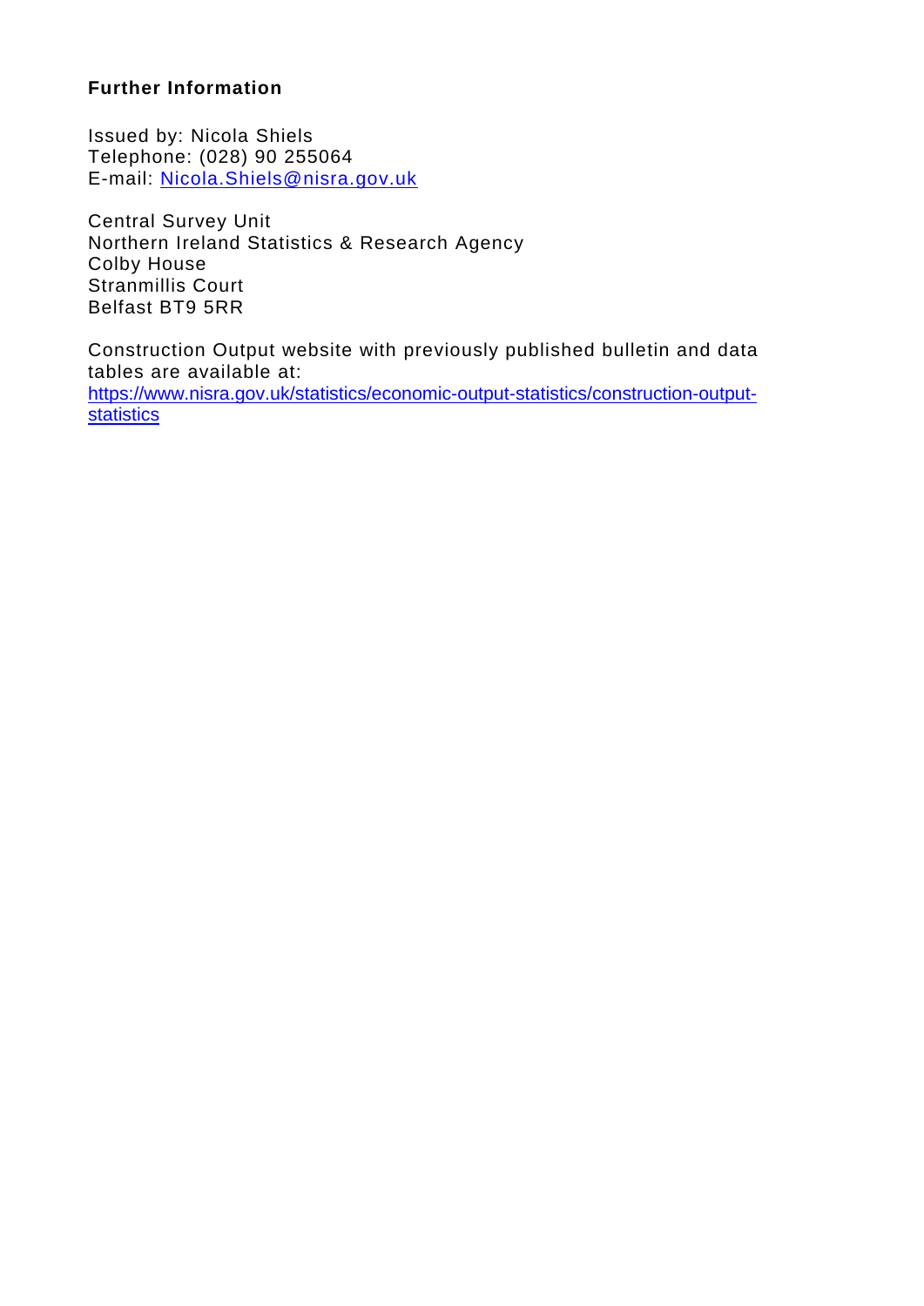**Further Information**

Issued by: Nicola Shiels
Telephone: (028) 90 255064
E-mail: Nicola.Shiels@nisra.gov.uk

Central Survey Unit
Northern Ireland Statistics & Research Agency
Colby House
Stranmillis Court
Belfast BT9 5RR

Construction Output website with previously published bulletin and data tables are available at:
https://www.nisra.gov.uk/statistics/economic-output-statistics/construction-output-statistics